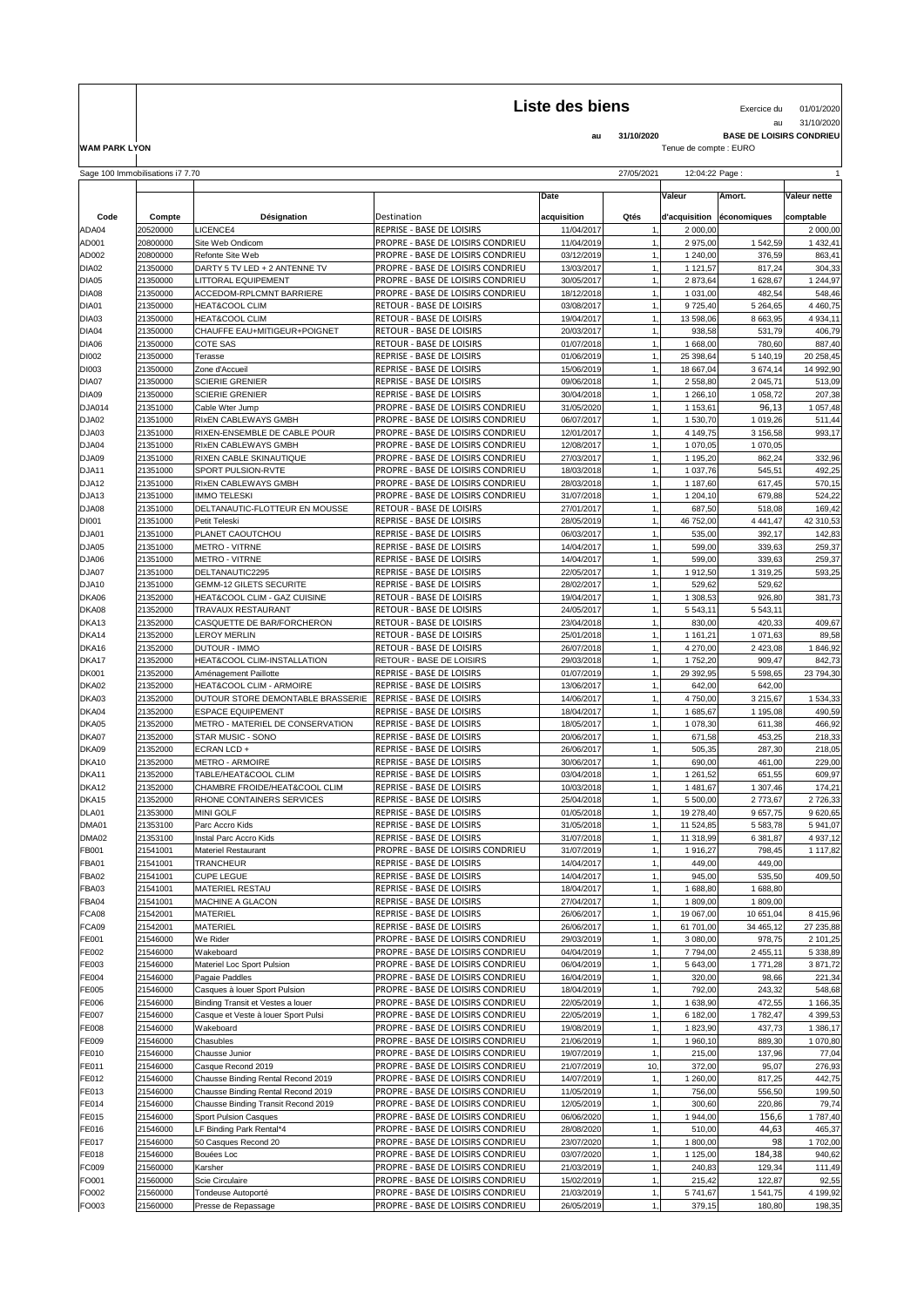# Liste des biens

**WAM PARK LYON**

au **31/10/2020**

Exercice du 01/01/2020 au 31/10/2020

**BASE DE LOISIRS CONDRIEU**

Tenue de compte : EURO

Sage 100 Immobilisations i7 7.70 — 27/05/2021 — 12:04:22 Page : 1

| Code | Compte | Désignation | Destination | Date acquisition | Qtés | Valeur d'acquisition | Amort. économiques | Valeur nette comptable |
|---|---|---|---|---|---|---|---|---|
| ADA04 | 20520000 | LICENCE4 | REPRISE - BASE DE LOISIRS | 11/04/2017 | 1, | 2 000,00 | | 2 000,00 |
| AD001 | 20800000 | Site Web Ondicom | PROPRE - BASE DE LOISIRS CONDRIEU | 11/04/2019 | 1, | 2 975,00 | 1 542,59 | 1 432,41 |
| AD002 | 20800000 | Refonte Site Web | PROPRE - BASE DE LOISIRS CONDRIEU | 03/12/2019 | 1, | 1 240,00 | 376,59 | 863,41 |
| DIA02 | 21350000 | DARTY 5 TV LED + 2 ANTENNE TV | PROPRE - BASE DE LOISIRS CONDRIEU | 13/03/2017 | 1, | 1 121,57 | 817,24 | 304,33 |
| DIA05 | 21350000 | LITTORAL EQUIPEMENT | PROPRE - BASE DE LOISIRS CONDRIEU | 30/05/2017 | 1, | 2 873,64 | 1 628,67 | 1 244,97 |
| DIA08 | 21350000 | ACCEDOM-RPLCMNT BARRIERE | PROPRE - BASE DE LOISIRS CONDRIEU | 18/12/2018 | 1, | 1 031,00 | 482,54 | 548,46 |
| DIA01 | 21350000 | HEAT&COOL CLIM | RETOUR - BASE DE LOISIRS | 03/08/2017 | 1, | 9 725,40 | 5 264,65 | 4 460,75 |
| DIA03 | 21350000 | HEAT&COOL CLIM | RETOUR - BASE DE LOISIRS | 19/04/2017 | 1, | 13 598,06 | 8 663,95 | 4 934,11 |
| DIA04 | 21350000 | CHAUFFE EAU+MITIGEUR+POIGNET | RETOUR - BASE DE LOISIRS | 20/03/2017 | 1, | 938,58 | 531,79 | 406,79 |
| DIA06 | 21350000 | COTE SAS | RETOUR - BASE DE LOISIRS | 01/07/2018 | 1, | 1 668,00 | 780,60 | 887,40 |
| DI002 | 21350000 | Terasse | REPRISE - BASE DE LOISIRS | 01/06/2019 | 1, | 25 398,64 | 5 140,19 | 20 258,45 |
| DI003 | 21350000 | Zone d'Accueil | REPRISE - BASE DE LOISIRS | 15/06/2019 | 1, | 18 667,04 | 3 674,14 | 14 992,90 |
| DIA07 | 21350000 | SCIERIE GRENIER | REPRISE - BASE DE LOISIRS | 09/06/2018 | 1, | 2 558,80 | 2 045,71 | 513,09 |
| DIA09 | 21350000 | SCIERIE GRENIER | REPRISE - BASE DE LOISIRS | 30/04/2018 | 1, | 1 266,10 | 1 058,72 | 207,38 |
| DJA014 | 21351000 | Cable Wter Jump | PROPRE - BASE DE LOISIRS CONDRIEU | 31/05/2020 | 1, | 1 153,61 | 96,13 | 1 057,48 |
| DJA02 | 21351000 | RIxEN CABLEWAYS GMBH | PROPRE - BASE DE LOISIRS CONDRIEU | 06/07/2017 | 1, | 1 530,70 | 1 019,26 | 511,44 |
| DJA03 | 21351000 | RIXEN-ENSEMBLE DE CABLE POUR | PROPRE - BASE DE LOISIRS CONDRIEU | 12/01/2017 | 1, | 4 149,75 | 3 156,58 | 993,17 |
| DJA04 | 21351000 | RIxEN CABLEWAYS GMBH | PROPRE - BASE DE LOISIRS CONDRIEU | 12/08/2017 | 1, | 1 070,05 | 1 070,05 | |
| DJA09 | 21351000 | RIXEN CABLE SKINAUTIQUE | PROPRE - BASE DE LOISIRS CONDRIEU | 27/03/2017 | 1, | 1 195,20 | 862,24 | 332,96 |
| DJA11 | 21351000 | SPORT PULSION-RVTE | PROPRE - BASE DE LOISIRS CONDRIEU | 18/03/2018 | 1, | 1 037,76 | 545,51 | 492,25 |
| DJA12 | 21351000 | RIxEN CABLEWAYS GMBH | PROPRE - BASE DE LOISIRS CONDRIEU | 28/03/2018 | 1, | 1 187,60 | 617,45 | 570,15 |
| DJA13 | 21351000 | IMMO TELESKI | PROPRE - BASE DE LOISIRS CONDRIEU | 31/07/2018 | 1, | 1 204,10 | 679,88 | 524,22 |
| DJA08 | 21351000 | DELTANAUTIC-FLOTTEUR EN MOUSSE | RETOUR - BASE DE LOISIRS | 27/01/2017 | 1, | 687,50 | 518,08 | 169,42 |
| DI001 | 21351000 | Petit Teleski | REPRISE - BASE DE LOISIRS | 28/05/2019 | 1, | 46 752,00 | 4 441,47 | 42 310,53 |
| DJA01 | 21351000 | PLANET CAOUTCHOU | REPRISE - BASE DE LOISIRS | 06/03/2017 | 1, | 535,00 | 392,17 | 142,83 |
| DJA05 | 21351000 | METRO - VITRNE | REPRISE - BASE DE LOISIRS | 14/04/2017 | 1, | 599,00 | 339,63 | 259,37 |
| DJA06 | 21351000 | METRO - VITRNE | REPRISE - BASE DE LOISIRS | 14/04/2017 | 1, | 599,00 | 339,63 | 259,37 |
| DJA07 | 21351000 | DELTANAUTIC2295 | REPRISE - BASE DE LOISIRS | 22/05/2017 | 1, | 1 912,50 | 1 319,25 | 593,25 |
| DJA10 | 21351000 | GEMM-12 GILETS SECURITE | REPRISE - BASE DE LOISIRS | 28/02/2017 | 1, | 529,62 | 529,62 | |
| DKA06 | 21352000 | HEAT&COOL CLIM - GAZ CUISINE | RETOUR - BASE DE LOISIRS | 19/04/2017 | 1, | 1 308,53 | 926,80 | 381,73 |
| DKA08 | 21352000 | TRAVAUX RESTAURANT | RETOUR - BASE DE LOISIRS | 24/05/2017 | 1, | 5 543,11 | 5 543,11 | |
| DKA13 | 21352000 | CASQUETTE DE BAR/FORCHERON | RETOUR - BASE DE LOISIRS | 23/04/2018 | 1, | 830,00 | 420,33 | 409,67 |
| DKA14 | 21352000 | LEROY MERLIN | RETOUR - BASE DE LOISIRS | 25/01/2018 | 1, | 1 161,21 | 1 071,63 | 89,58 |
| DKA16 | 21352000 | DUTOUR - IMMO | RETOUR - BASE DE LOISIRS | 26/07/2018 | 1, | 4 270,00 | 2 423,08 | 1 846,92 |
| DKA17 | 21352000 | HEAT&COOL CLIM-INSTALLATION | RETOUR - BASE DE LOISIRS | 29/03/2018 | 1, | 1 752,20 | 909,47 | 842,73 |
| DK001 | 21352000 | Aménagement Paillotte | REPRISE - BASE DE LOISIRS | 01/07/2019 | 1, | 29 392,95 | 5 598,65 | 23 794,30 |
| DKA02 | 21352000 | HEAT&COOL CLIM - ARMOIRE | REPRISE - BASE DE LOISIRS | 13/06/2017 | 1, | 642,00 | 642,00 | |
| DKA03 | 21352000 | DUTOUR STORE DEMONTABLE BRASSERIE | REPRISE - BASE DE LOISIRS | 14/06/2017 | 1, | 4 750,00 | 3 215,67 | 1 534,33 |
| DKA04 | 21352000 | ESPACE EQUIPEMENT | REPRISE - BASE DE LOISIRS | 18/04/2017 | 1, | 1 685,67 | 1 195,08 | 490,59 |
| DKA05 | 21352000 | METRO - MATERIEL DE CONSERVATION | REPRISE - BASE DE LOISIRS | 18/05/2017 | 1, | 1 078,30 | 611,38 | 466,92 |
| DKA07 | 21352000 | STAR MUSIC - SONO | REPRISE - BASE DE LOISIRS | 20/06/2017 | 1, | 671,58 | 453,25 | 218,33 |
| DKA09 | 21352000 | ECRAN LCD + | REPRISE - BASE DE LOISIRS | 26/06/2017 | 1, | 505,35 | 287,30 | 218,05 |
| DKA10 | 21352000 | METRO - ARMOIRE | REPRISE - BASE DE LOISIRS | 30/06/2017 | 1, | 690,00 | 461,00 | 229,00 |
| DKA11 | 21352000 | TABLE/HEAT&COOL CLIM | REPRISE - BASE DE LOISIRS | 03/04/2018 | 1, | 1 261,52 | 651,55 | 609,97 |
| DKA12 | 21352000 | CHAMBRE FROIDE/HEAT&COOL CLIM | REPRISE - BASE DE LOISIRS | 10/03/2018 | 1, | 1 481,67 | 1 307,46 | 174,21 |
| DKA15 | 21352000 | RHONE CONTAINERS SERVICES | REPRISE - BASE DE LOISIRS | 25/04/2018 | 1, | 5 500,00 | 2 773,67 | 2 726,33 |
| DLA01 | 21353000 | MINI GOLF | REPRISE - BASE DE LOISIRS | 01/05/2018 | 1, | 19 278,40 | 9 657,75 | 9 620,65 |
| DMA01 | 21353100 | Parc Accro Kids | REPRISE - BASE DE LOISIRS | 31/05/2018 | 1, | 11 524,85 | 5 583,78 | 5 941,07 |
| DMA02 | 21353100 | Instal Parc Accro Kids | REPRISE - BASE DE LOISIRS | 31/07/2018 | 1, | 11 318,99 | 6 381,87 | 4 937,12 |
| FB001 | 21541001 | Materiel Restaurant | PROPRE - BASE DE LOISIRS CONDRIEU | 31/07/2019 | 1, | 1 916,27 | 798,45 | 1 117,82 |
| FBA01 | 21541001 | TRANCHEUR | REPRISE - BASE DE LOISIRS | 14/04/2017 | 1, | 449,00 | 449,00 | |
| FBA02 | 21541001 | CUPE LEGUE | REPRISE - BASE DE LOISIRS | 14/04/2017 | 1, | 945,00 | 535,50 | 409,50 |
| FBA03 | 21541001 | MATERIEL RESTAU | REPRISE - BASE DE LOISIRS | 18/04/2017 | 1, | 1 688,80 | 1 688,80 | |
| FBA04 | 21541001 | MACHINE A GLACON | REPRISE - BASE DE LOISIRS | 27/04/2017 | 1, | 1 809,00 | 1 809,00 | |
| FCA08 | 21542001 | MATERIEL | REPRISE - BASE DE LOISIRS | 26/06/2017 | 1, | 19 067,00 | 10 651,04 | 8 415,96 |
| FCA09 | 21542001 | MATERIEL | REPRISE - BASE DE LOISIRS | 26/06/2017 | 1, | 61 701,00 | 34 465,12 | 27 235,88 |
| FE001 | 21546000 | We Rider | PROPRE - BASE DE LOISIRS CONDRIEU | 29/03/2019 | 1, | 3 080,00 | 978,75 | 2 101,25 |
| FE002 | 21546000 | Wakeboard | PROPRE - BASE DE LOISIRS CONDRIEU | 04/04/2019 | 1, | 7 794,00 | 2 455,11 | 5 338,89 |
| FE003 | 21546000 | Materiel Loc Sport Pulsion | PROPRE - BASE DE LOISIRS CONDRIEU | 06/04/2019 | 1, | 5 643,00 | 1 771,28 | 3 871,72 |
| FE004 | 21546000 | Pagaie Paddles | PROPRE - BASE DE LOISIRS CONDRIEU | 16/04/2019 | 1, | 320,00 | 98,66 | 221,34 |
| FE005 | 21546000 | Casques à louer Sport Pulsion | PROPRE - BASE DE LOISIRS CONDRIEU | 18/04/2019 | 1, | 792,00 | 243,32 | 548,68 |
| FE006 | 21546000 | Binding Transit et Vestes a louer | PROPRE - BASE DE LOISIRS CONDRIEU | 22/05/2019 | 1, | 1 638,90 | 472,55 | 1 166,35 |
| FE007 | 21546000 | Casque et Veste à louer Sport Pulsi | PROPRE - BASE DE LOISIRS CONDRIEU | 22/05/2019 | 1, | 6 182,00 | 1 782,47 | 4 399,53 |
| FE008 | 21546000 | Wakeboard | PROPRE - BASE DE LOISIRS CONDRIEU | 19/08/2019 | 1, | 1 823,90 | 437,73 | 1 386,17 |
| FE009 | 21546000 | Chasubles | PROPRE - BASE DE LOISIRS CONDRIEU | 21/06/2019 | 1, | 1 960,10 | 889,30 | 1 070,80 |
| FE010 | 21546000 | Chausse Junior | PROPRE - BASE DE LOISIRS CONDRIEU | 19/07/2019 | 1, | 215,00 | 137,96 | 77,04 |
| FE011 | 21546000 | Casque Recond 2019 | PROPRE - BASE DE LOISIRS CONDRIEU | 21/07/2019 | 10, | 372,00 | 95,07 | 276,93 |
| FE012 | 21546000 | Chausse Binding Rental Recond 2019 | PROPRE - BASE DE LOISIRS CONDRIEU | 14/07/2019 | 1, | 1 260,00 | 817,25 | 442,75 |
| FE013 | 21546000 | Chausse Binding Rental Recond 2019 | PROPRE - BASE DE LOISIRS CONDRIEU | 11/05/2019 | 1, | 756,00 | 556,50 | 199,50 |
| FE014 | 21546000 | Chausse Binding Transit Recond 2019 | PROPRE - BASE DE LOISIRS CONDRIEU | 12/05/2019 | 1, | 300,60 | 220,86 | 79,74 |
| FE015 | 21546000 | Sport Pulsion Casques | PROPRE - BASE DE LOISIRS CONDRIEU | 06/06/2020 | 1, | 1 944,00 | 156,6 | 1 787,40 |
| FE016 | 21546000 | LF Binding Park Rental*4 | PROPRE - BASE DE LOISIRS CONDRIEU | 28/08/2020 | 1, | 510,00 | 44,63 | 465,37 |
| FE017 | 21546000 | 50 Casques Recond 20 | PROPRE - BASE DE LOISIRS CONDRIEU | 23/07/2020 | 1, | 1 800,00 | 98 | 1 702,00 |
| FE018 | 21546000 | Bouées Loc | PROPRE - BASE DE LOISIRS CONDRIEU | 03/07/2020 | 1, | 1 125,00 | 184,38 | 940,62 |
| FC009 | 21560000 | Karsher | PROPRE - BASE DE LOISIRS CONDRIEU | 21/03/2019 | 1, | 240,83 | 129,34 | 111,49 |
| FO001 | 21560000 | Scie Circulaire | PROPRE - BASE DE LOISIRS CONDRIEU | 15/02/2019 | 1, | 215,42 | 122,87 | 92,55 |
| FO002 | 21560000 | Tondeuse Autoporté | PROPRE - BASE DE LOISIRS CONDRIEU | 21/03/2019 | 1, | 5 741,67 | 1 541,75 | 4 199,92 |
| FO003 | 21560000 | Presse de Repassage | PROPRE - BASE DE LOISIRS CONDRIEU | 26/05/2019 | 1, | 379,15 | 180,80 | 198,35 |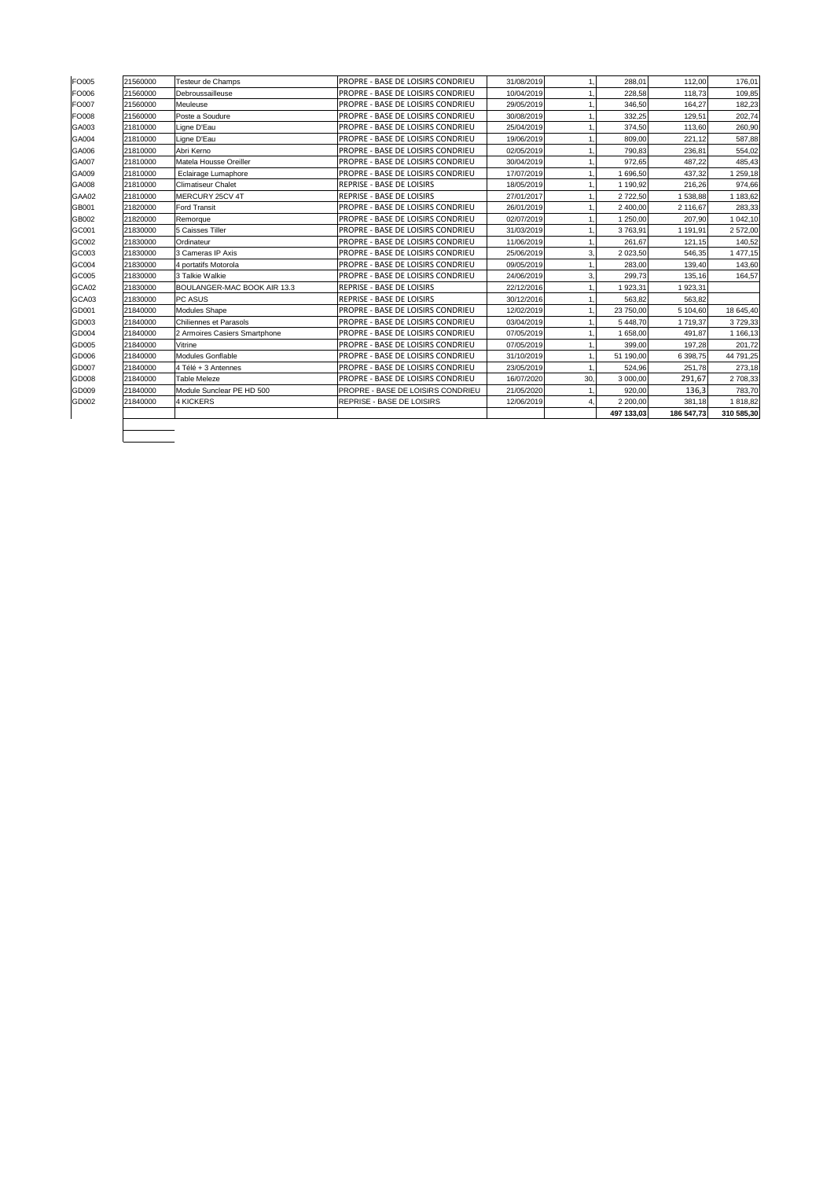| | | | | | | | | |
|---|---|---|---|---|---|---|---|---|
| FO005 | 21560000 | Testeur de Champs | PROPRE - BASE DE LOISIRS CONDRIEU | 31/08/2019 | 1, | 288,01 | 112,00 | 176,01 |
| FO006 | 21560000 | Debroussailleuse | PROPRE - BASE DE LOISIRS CONDRIEU | 10/04/2019 | 1, | 228,58 | 118,73 | 109,85 |
| FO007 | 21560000 | Meuleuse | PROPRE - BASE DE LOISIRS CONDRIEU | 29/05/2019 | 1, | 346,50 | 164,27 | 182,23 |
| FO008 | 21560000 | Poste a Soudure | PROPRE - BASE DE LOISIRS CONDRIEU | 30/08/2019 | 1, | 332,25 | 129,51 | 202,74 |
| GA003 | 21810000 | Ligne D'Eau | PROPRE - BASE DE LOISIRS CONDRIEU | 25/04/2019 | 1, | 374,50 | 113,60 | 260,90 |
| GA004 | 21810000 | Ligne D'Eau | PROPRE - BASE DE LOISIRS CONDRIEU | 19/06/2019 | 1, | 809,00 | 221,12 | 587,88 |
| GA006 | 21810000 | Abri Kerno | PROPRE - BASE DE LOISIRS CONDRIEU | 02/05/2019 | 1, | 790,83 | 236,81 | 554,02 |
| GA007 | 21810000 | Matela Housse Oreiller | PROPRE - BASE DE LOISIRS CONDRIEU | 30/04/2019 | 1, | 972,65 | 487,22 | 485,43 |
| GA009 | 21810000 | Eclairage Lumaphore | PROPRE - BASE DE LOISIRS CONDRIEU | 17/07/2019 | 1, | 1 696,50 | 437,32 | 1 259,18 |
| GA008 | 21810000 | Climatiseur Chalet | REPRISE - BASE DE LOISIRS | 18/05/2019 | 1, | 1 190,92 | 216,26 | 974,66 |
| GAA02 | 21810000 | MERCURY 25CV 4T | REPRISE - BASE DE LOISIRS | 27/01/2017 | 1, | 2 722,50 | 1 538,88 | 1 183,62 |
| GB001 | 21820000 | Ford Transit | PROPRE - BASE DE LOISIRS CONDRIEU | 26/01/2019 | 1, | 2 400,00 | 2 116,67 | 283,33 |
| GB002 | 21820000 | Remorque | PROPRE - BASE DE LOISIRS CONDRIEU | 02/07/2019 | 1, | 1 250,00 | 207,90 | 1 042,10 |
| GC001 | 21830000 | 5 Caisses Tiller | PROPRE - BASE DE LOISIRS CONDRIEU | 31/03/2019 | 1, | 3 763,91 | 1 191,91 | 2 572,00 |
| GC002 | 21830000 | Ordinateur | PROPRE - BASE DE LOISIRS CONDRIEU | 11/06/2019 | 1, | 261,67 | 121,15 | 140,52 |
| GC003 | 21830000 | 3 Cameras IP Axis | PROPRE - BASE DE LOISIRS CONDRIEU | 25/06/2019 | 3, | 2 023,50 | 546,35 | 1 477,15 |
| GC004 | 21830000 | 4 portatifs Motorola | PROPRE - BASE DE LOISIRS CONDRIEU | 09/05/2019 | 1, | 283,00 | 139,40 | 143,60 |
| GC005 | 21830000 | 3 Talkie Walkie | PROPRE - BASE DE LOISIRS CONDRIEU | 24/06/2019 | 3, | 299,73 | 135,16 | 164,57 |
| GCA02 | 21830000 | BOULANGER-MAC BOOK AIR 13.3 | REPRISE - BASE DE LOISIRS | 22/12/2016 | 1, | 1 923,31 | 1 923,31 | |
| GCA03 | 21830000 | PC ASUS | REPRISE - BASE DE LOISIRS | 30/12/2016 | 1, | 563,82 | 563,82 | |
| GD001 | 21840000 | Modules Shape | PROPRE - BASE DE LOISIRS CONDRIEU | 12/02/2019 | 1, | 23 750,00 | 5 104,60 | 18 645,40 |
| GD003 | 21840000 | Chiliennes et Parasols | PROPRE - BASE DE LOISIRS CONDRIEU | 03/04/2019 | 1, | 5 448,70 | 1 719,37 | 3 729,33 |
| GD004 | 21840000 | 2 Armoires Casiers Smartphone | PROPRE - BASE DE LOISIRS CONDRIEU | 07/05/2019 | 1, | 1 658,00 | 491,87 | 1 166,13 |
| GD005 | 21840000 | Vitrine | PROPRE - BASE DE LOISIRS CONDRIEU | 07/05/2019 | 1, | 399,00 | 197,28 | 201,72 |
| GD006 | 21840000 | Modules Gonflable | PROPRE - BASE DE LOISIRS CONDRIEU | 31/10/2019 | 1, | 51 190,00 | 6 398,75 | 44 791,25 |
| GD007 | 21840000 | 4 Télé + 3 Antennes | PROPRE - BASE DE LOISIRS CONDRIEU | 23/05/2019 | 1, | 524,96 | 251,78 | 273,18 |
| GD008 | 21840000 | Table Meleze | PROPRE - BASE DE LOISIRS CONDRIEU | 16/07/2020 | 30, | 3 000,00 | 291,67 | 2 708,33 |
| GD009 | 21840000 | Module Sunclear PE HD 500 | PROPRE - BASE DE LOISIRS CONDRIEU | 21/05/2020 | 1, | 920,00 | 136,3 | 783,70 |
| GD002 | 21840000 | 4 KICKERS | REPRISE - BASE DE LOISIRS | 12/06/2019 | 4, | 2 200,00 | 381,18 | 1 818,82 |
| | | | | | | 497 133,03 | 186 547,73 | 310 585,30 |